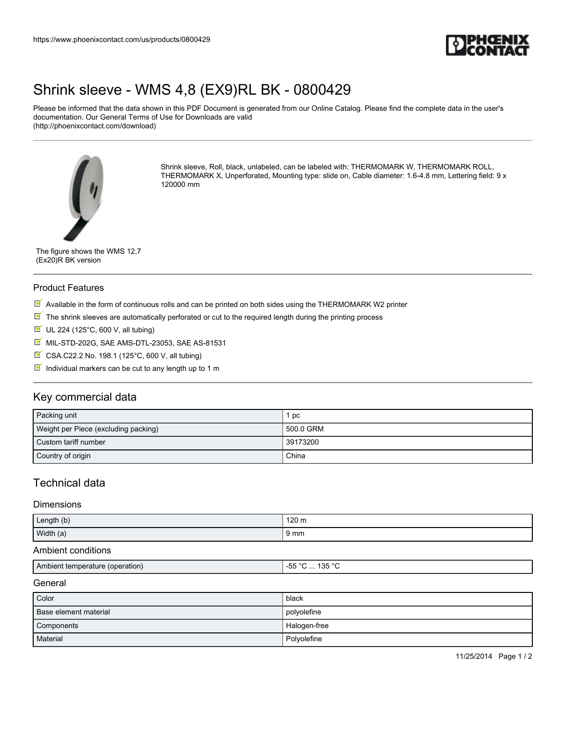# Shrink sleeve - WMS 4,8 (EX9)RL BK - 0800429

Please be informed that the data shown in this PDF Document is generated from our Online Catalog. Please find the complete data in the user's documentation. Our General Terms of Use for Downloads are valid (http://phoenixcontact.com/download)

Shrink sleeve, Roll, black, unlabeled, can be labeled with: THERMOMARK W, THERMOMARK ROLL, THERMOMARK X, Unperforated, Mounting type: slide on, Cable diameter: 1.6-4.8 mm, Lettering field: 9 x 120000 mm

The figure shows the WMS 12,7 (Ex20)R BK version

## Product Features

- Available in the form of continuous rolls and can be printed on both sides using the THERMOMARK W2 printer
- The shrink sleeves are automatically perforated or cut to the required length during the printing process
- UL 224 (125°C, 600 V, all tubing)
- MIL-STD-202G, SAE AMS-DTL-23053, SAE AS-81531
- CSA.C22.2 No. 198.1 (125°C, 600 V, all tubing)
- Individual markers can be cut to any length up to 1 m

## Key commercial data

| | |
|---|---|
| Packing unit | 1 pc |
| Weight per Piece (excluding packing) | 500.0 GRM |
| Custom tariff number | 39173200 |
| Country of origin | China |

## Technical data

### Dimensions

| | |
|---|---|
| Length (b) | 120 m |
| Width (a) | 9 mm |

### Ambient conditions

| | |
|---|---|
| Ambient temperature (operation) | -55 °C ... 135 °C |

### General

| | |
|---|---|
| Color | black |
| Base element material | polyolefine |
| Components | Halogen-free |
| Material | Polyolefine |

11/25/2014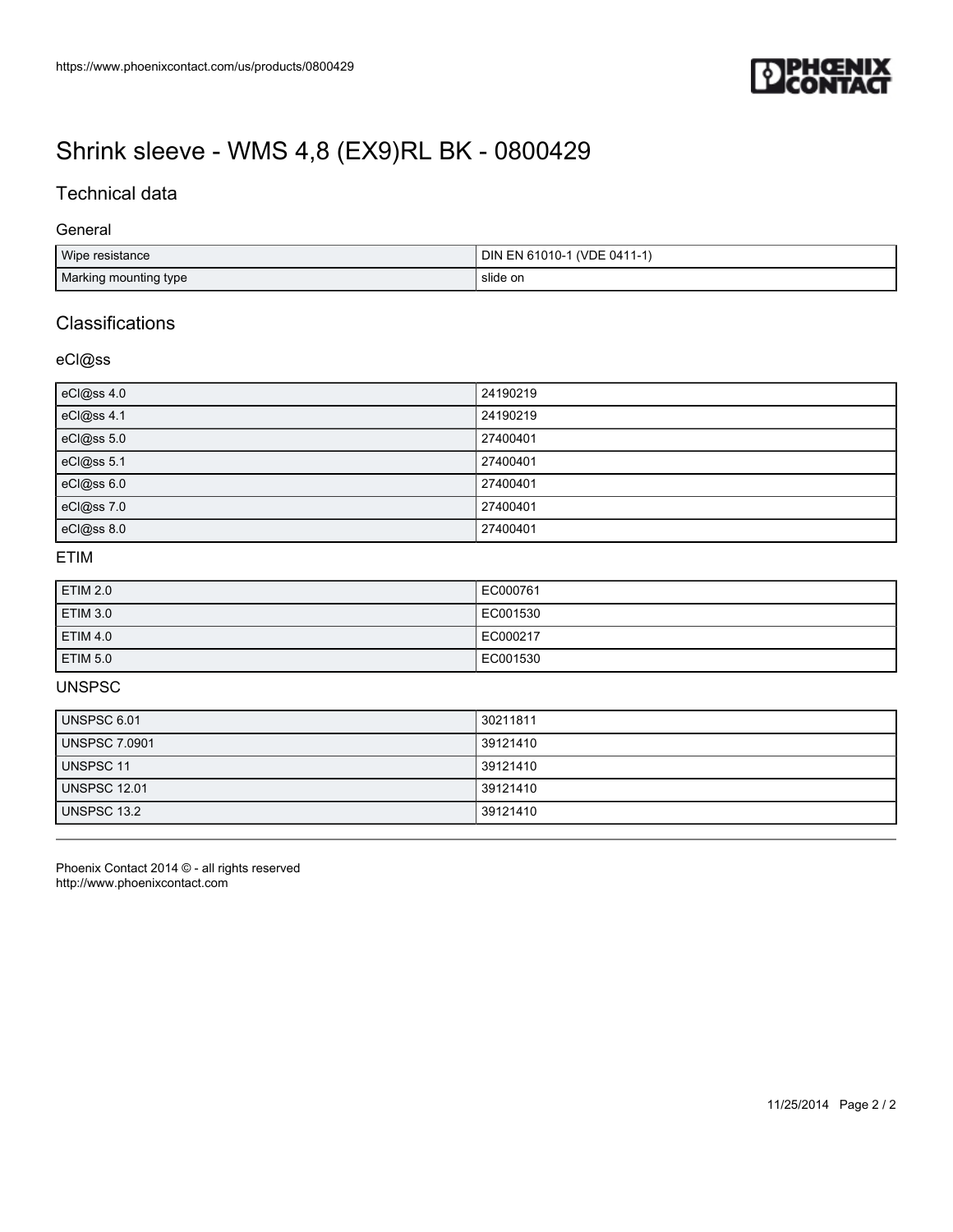# Shrink sleeve - WMS 4,8 (EX9)RL BK - 0800429

## Technical data

### General

| | |
|---|---|
| Wipe resistance | DIN EN 61010-1 (VDE 0411-1) |
| Marking mounting type | slide on |

## Classifications

### eCl@ss

| | |
|---|---|
| eCl@ss 4.0 | 24190219 |
| eCl@ss 4.1 | 24190219 |
| eCl@ss 5.0 | 27400401 |
| eCl@ss 5.1 | 27400401 |
| eCl@ss 6.0 | 27400401 |
| eCl@ss 7.0 | 27400401 |
| eCl@ss 8.0 | 27400401 |

### ETIM

| | |
|---|---|
| ETIM 2.0 | EC000761 |
| ETIM 3.0 | EC001530 |
| ETIM 4.0 | EC000217 |
| ETIM 5.0 | EC001530 |

### UNSPSC

| | |
|---|---|
| UNSPSC 6.01 | 30211811 |
| UNSPSC 7.0901 | 39121410 |
| UNSPSC 11 | 39121410 |
| UNSPSC 12.01 | 39121410 |
| UNSPSC 13.2 | 39121410 |

Phoenix Contact 2014 © - all rights reserved
http://www.phoenixcontact.com